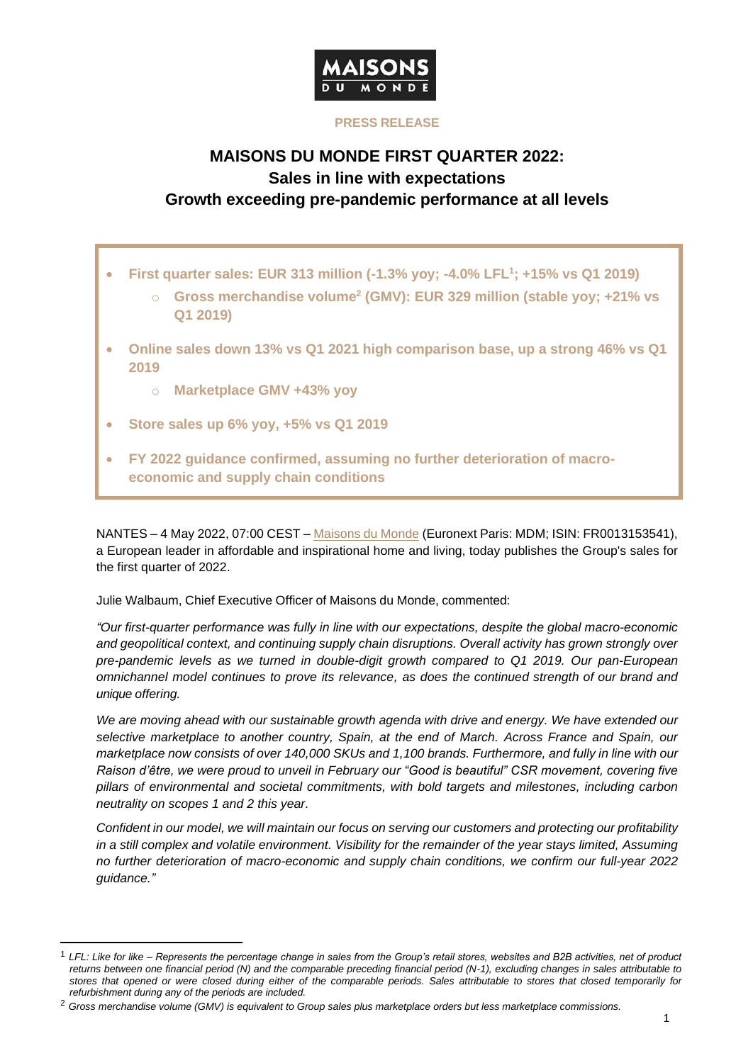MAISONS DU MONDE

**PRESS RELEASE**

# MAISONS DU MONDE FIRST QUARTER 2022: Sales in line with expectations Growth exceeding pre-pandemic performance at all levels

- **First quarter sales: EUR 313 million (-1.3% yoy; -4.0% LFL[1]; +15% vs Q1 2019)**
  - **Gross merchandise volume[2] (GMV): EUR 329 million (stable yoy; +21% vs Q1 2019)**
- **Online sales down 13% vs Q1 2021 high comparison base, up a strong 46% vs Q1 2019**
  - **Marketplace GMV +43% yoy**
- **Store sales up 6% yoy, +5% vs Q1 2019**
- **FY 2022 guidance confirmed, assuming no further deterioration of macro-economic and supply chain conditions**

NANTES – 4 May 2022, 07:00 CEST – Maisons du Monde (Euronext Paris: MDM; ISIN: FR0013153541), a European leader in affordable and inspirational home and living, today publishes the Group's sales for the first quarter of 2022.

Julie Walbaum, Chief Executive Officer of Maisons du Monde, commented:

*"Our first-quarter performance was fully in line with our expectations, despite the global macro-economic and geopolitical context, and continuing supply chain disruptions. Overall activity has grown strongly over pre-pandemic levels as we turned in double-digit growth compared to Q1 2019. Our pan-European omnichannel model continues to prove its relevance, as does the continued strength of our brand and unique offering.*

*We are moving ahead with our sustainable growth agenda with drive and energy. We have extended our selective marketplace to another country, Spain, at the end of March. Across France and Spain, our marketplace now consists of over 140,000 SKUs and 1,100 brands. Furthermore, and fully in line with our Raison d'être, we were proud to unveil in February our "Good is beautiful" CSR movement, covering five pillars of environmental and societal commitments, with bold targets and milestones, including carbon neutrality on scopes 1 and 2 this year.*

*Confident in our model, we will maintain our focus on serving our customers and protecting our profitability in a still complex and volatile environment. Visibility for the remainder of the year stays limited, Assuming no further deterioration of macro-economic and supply chain conditions, we confirm our full-year 2022 guidance."*

---

[1] *LFL: Like for like – Represents the percentage change in sales from the Group's retail stores, websites and B2B activities, net of product returns between one financial period (N) and the comparable preceding financial period (N-1), excluding changes in sales attributable to stores that opened or were closed during either of the comparable periods. Sales attributable to stores that closed temporarily for refurbishment during any of the periods are included.*

[2] *Gross merchandise volume (GMV) is equivalent to Group sales plus marketplace orders but less marketplace commissions.*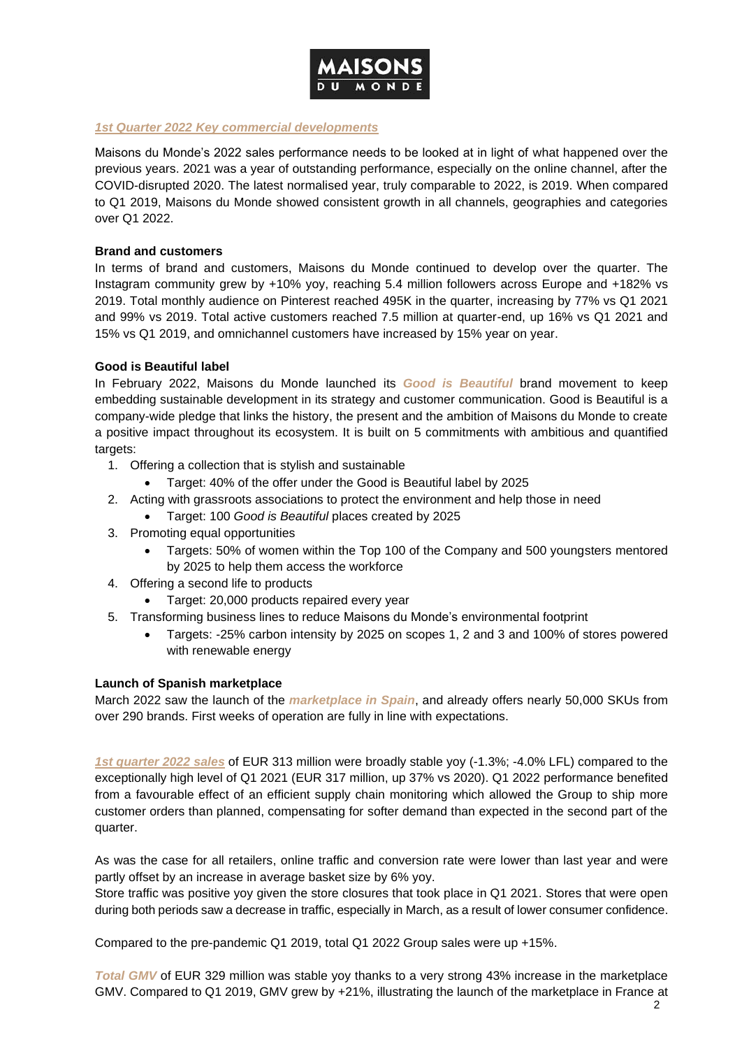***1st Quarter 2022 Key commercial developments***

Maisons du Monde's 2022 sales performance needs to be looked at in light of what happened over the previous years. 2021 was a year of outstanding performance, especially on the online channel, after the COVID-disrupted 2020. The latest normalised year, truly comparable to 2022, is 2019. When compared to Q1 2019, Maisons du Monde showed consistent growth in all channels, geographies and categories over Q1 2022.

**Brand and customers**

In terms of brand and customers, Maisons du Monde continued to develop over the quarter. The Instagram community grew by +10% yoy, reaching 5.4 million followers across Europe and +182% vs 2019. Total monthly audience on Pinterest reached 495K in the quarter, increasing by 77% vs Q1 2021 and 99% vs 2019. Total active customers reached 7.5 million at quarter-end, up 16% vs Q1 2021 and 15% vs Q1 2019, and omnichannel customers have increased by 15% year on year.

**Good is Beautiful label**

In February 2022, Maisons du Monde launched its ***Good is Beautiful*** brand movement to keep embedding sustainable development in its strategy and customer communication. Good is Beautiful is a company-wide pledge that links the history, the present and the ambition of Maisons du Monde to create a positive impact throughout its ecosystem. It is built on 5 commitments with ambitious and quantified targets:

1. Offering a collection that is stylish and sustainable
   - Target: 40% of the offer under the Good is Beautiful label by 2025
2. Acting with grassroots associations to protect the environment and help those in need
   - Target: 100 *Good is Beautiful* places created by 2025
3. Promoting equal opportunities
   - Targets: 50% of women within the Top 100 of the Company and 500 youngsters mentored by 2025 to help them access the workforce
4. Offering a second life to products
   - Target: 20,000 products repaired every year
5. Transforming business lines to reduce Maisons du Monde's environmental footprint
   - Targets: -25% carbon intensity by 2025 on scopes 1, 2 and 3 and 100% of stores powered with renewable energy

**Launch of Spanish marketplace**

March 2022 saw the launch of the ***marketplace in Spain***, and already offers nearly 50,000 SKUs from over 290 brands. First weeks of operation are fully in line with expectations.

***1st quarter 2022 sales*** of EUR 313 million were broadly stable yoy (-1.3%; -4.0% LFL) compared to the exceptionally high level of Q1 2021 (EUR 317 million, up 37% vs 2020). Q1 2022 performance benefited from a favourable effect of an efficient supply chain monitoring which allowed the Group to ship more customer orders than planned, compensating for softer demand than expected in the second part of the quarter.

As was the case for all retailers, online traffic and conversion rate were lower than last year and were partly offset by an increase in average basket size by 6% yoy.

Store traffic was positive yoy given the store closures that took place in Q1 2021. Stores that were open during both periods saw a decrease in traffic, especially in March, as a result of lower consumer confidence.

Compared to the pre-pandemic Q1 2019, total Q1 2022 Group sales were up +15%.

***Total GMV*** of EUR 329 million was stable yoy thanks to a very strong 43% increase in the marketplace GMV. Compared to Q1 2019, GMV grew by +21%, illustrating the launch of the marketplace in France at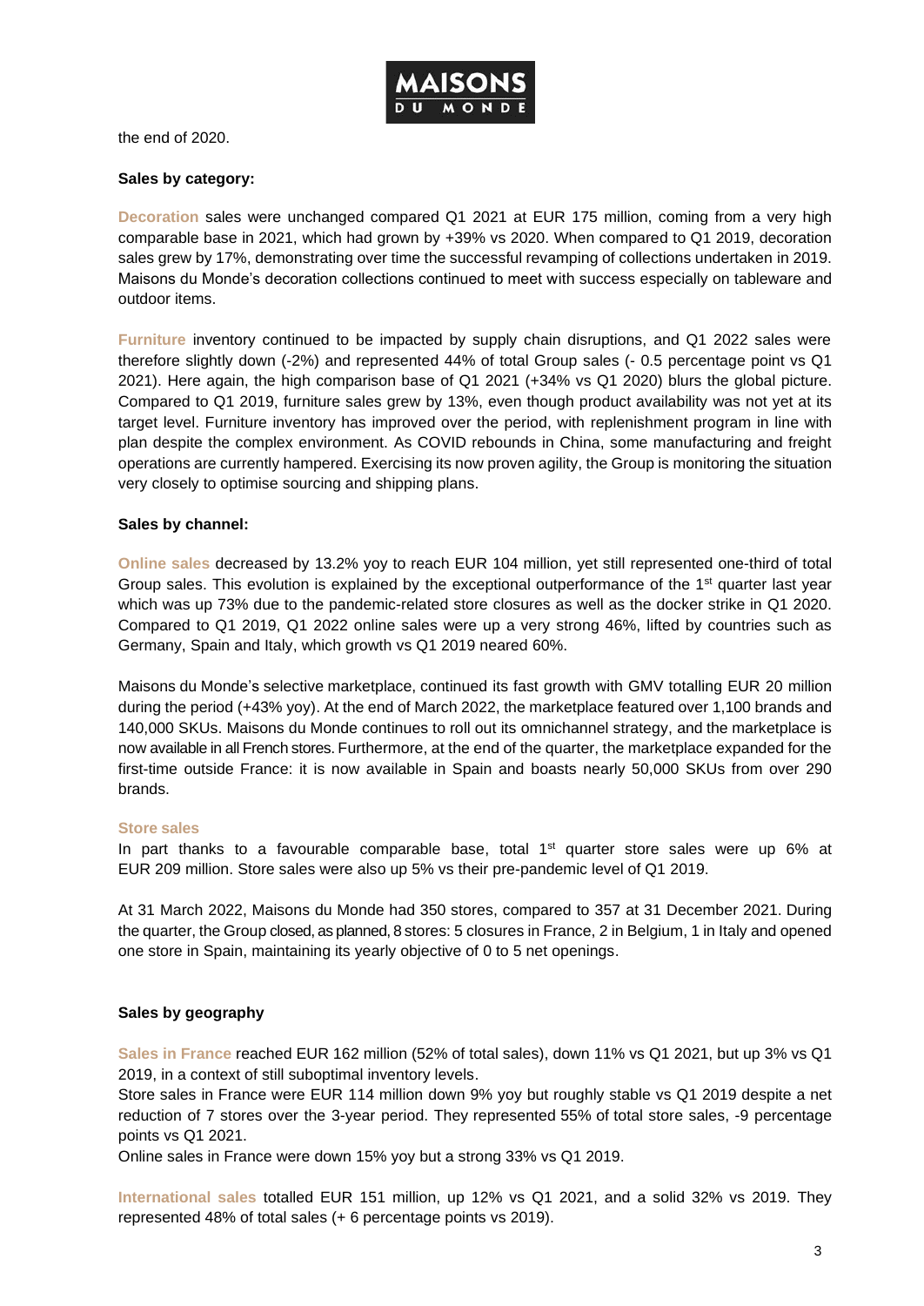the end of 2020.

**Sales by category:**

**Decoration** sales were unchanged compared Q1 2021 at EUR 175 million, coming from a very high comparable base in 2021, which had grown by +39% vs 2020. When compared to Q1 2019, decoration sales grew by 17%, demonstrating over time the successful revamping of collections undertaken in 2019. Maisons du Monde's decoration collections continued to meet with success especially on tableware and outdoor items.

**Furniture** inventory continued to be impacted by supply chain disruptions, and Q1 2022 sales were therefore slightly down (-2%) and represented 44% of total Group sales (- 0.5 percentage point vs Q1 2021). Here again, the high comparison base of Q1 2021 (+34% vs Q1 2020) blurs the global picture. Compared to Q1 2019, furniture sales grew by 13%, even though product availability was not yet at its target level. Furniture inventory has improved over the period, with replenishment program in line with plan despite the complex environment. As COVID rebounds in China, some manufacturing and freight operations are currently hampered. Exercising its now proven agility, the Group is monitoring the situation very closely to optimise sourcing and shipping plans.

**Sales by channel:**

**Online sales** decreased by 13.2% yoy to reach EUR 104 million, yet still represented one-third of total Group sales. This evolution is explained by the exceptional outperformance of the 1st quarter last year which was up 73% due to the pandemic-related store closures as well as the docker strike in Q1 2020. Compared to Q1 2019, Q1 2022 online sales were up a very strong 46%, lifted by countries such as Germany, Spain and Italy, which growth vs Q1 2019 neared 60%.

Maisons du Monde's selective marketplace, continued its fast growth with GMV totalling EUR 20 million during the period (+43% yoy). At the end of March 2022, the marketplace featured over 1,100 brands and 140,000 SKUs. Maisons du Monde continues to roll out its omnichannel strategy, and the marketplace is now available in all French stores. Furthermore, at the end of the quarter, the marketplace expanded for the first-time outside France: it is now available in Spain and boasts nearly 50,000 SKUs from over 290 brands.

**Store sales**

In part thanks to a favourable comparable base, total 1st quarter store sales were up 6% at EUR 209 million. Store sales were also up 5% vs their pre-pandemic level of Q1 2019.

At 31 March 2022, Maisons du Monde had 350 stores, compared to 357 at 31 December 2021. During the quarter, the Group closed, as planned, 8 stores: 5 closures in France, 2 in Belgium, 1 in Italy and opened one store in Spain, maintaining its yearly objective of 0 to 5 net openings.

**Sales by geography**

**Sales in France** reached EUR 162 million (52% of total sales), down 11% vs Q1 2021, but up 3% vs Q1 2019, in a context of still suboptimal inventory levels.
Store sales in France were EUR 114 million down 9% yoy but roughly stable vs Q1 2019 despite a net reduction of 7 stores over the 3-year period. They represented 55% of total store sales, -9 percentage points vs Q1 2021.
Online sales in France were down 15% yoy but a strong 33% vs Q1 2019.

**International sales** totalled EUR 151 million, up 12% vs Q1 2021, and a solid 32% vs 2019. They represented 48% of total sales (+ 6 percentage points vs 2019).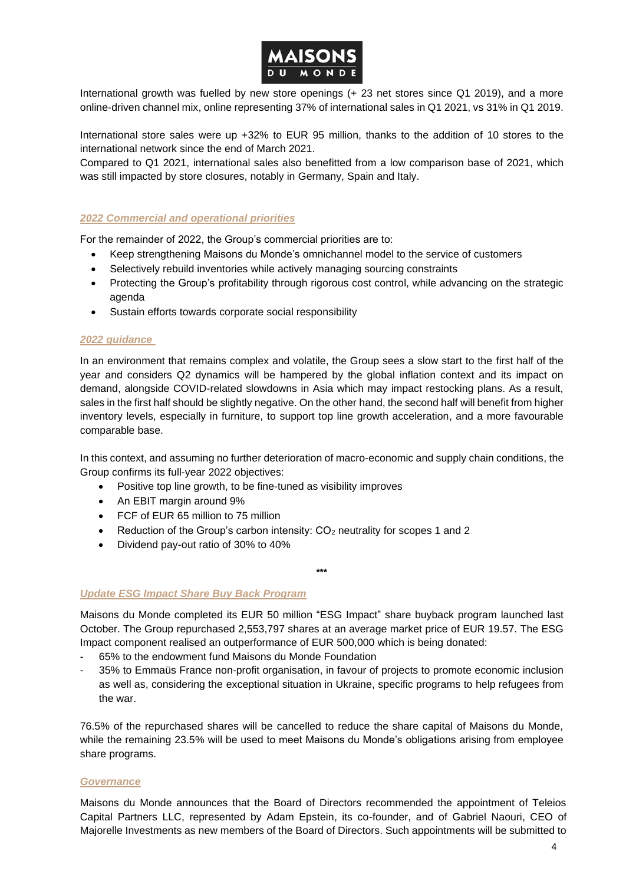International growth was fuelled by new store openings (+ 23 net stores since Q1 2019), and a more online-driven channel mix, online representing 37% of international sales in Q1 2021, vs 31% in Q1 2019.

International store sales were up +32% to EUR 95 million, thanks to the addition of 10 stores to the international network since the end of March 2021.
Compared to Q1 2021, international sales also benefitted from a low comparison base of 2021, which was still impacted by store closures, notably in Germany, Spain and Italy.

### *2022 Commercial and operational priorities*

For the remainder of 2022, the Group's commercial priorities are to:

- Keep strengthening Maisons du Monde's omnichannel model to the service of customers
- Selectively rebuild inventories while actively managing sourcing constraints
- Protecting the Group's profitability through rigorous cost control, while advancing on the strategic agenda
- Sustain efforts towards corporate social responsibility

### *2022 guidance*

In an environment that remains complex and volatile, the Group sees a slow start to the first half of the year and considers Q2 dynamics will be hampered by the global inflation context and its impact on demand, alongside COVID-related slowdowns in Asia which may impact restocking plans. As a result, sales in the first half should be slightly negative. On the other hand, the second half will benefit from higher inventory levels, especially in furniture, to support top line growth acceleration, and a more favourable comparable base.

In this context, and assuming no further deterioration of macro-economic and supply chain conditions, the Group confirms its full-year 2022 objectives:

- Positive top line growth, to be fine-tuned as visibility improves
- An EBIT margin around 9%
- FCF of EUR 65 million to 75 million
- Reduction of the Group's carbon intensity: $CO_2$ neutrality for scopes 1 and 2
- Dividend pay-out ratio of 30% to 40%

\*\*\*

### *Update ESG Impact Share Buy Back Program*

Maisons du Monde completed its EUR 50 million "ESG Impact" share buyback program launched last October. The Group repurchased 2,553,797 shares at an average market price of EUR 19.57. The ESG Impact component realised an outperformance of EUR 500,000 which is being donated:

- 65% to the endowment fund Maisons du Monde Foundation
- 35% to Emmaüs France non-profit organisation, in favour of projects to promote economic inclusion as well as, considering the exceptional situation in Ukraine, specific programs to help refugees from the war.

76.5% of the repurchased shares will be cancelled to reduce the share capital of Maisons du Monde, while the remaining 23.5% will be used to meet Maisons du Monde's obligations arising from employee share programs.

### *Governance*

Maisons du Monde announces that the Board of Directors recommended the appointment of Teleios Capital Partners LLC, represented by Adam Epstein, its co-founder, and of Gabriel Naouri, CEO of Majorelle Investments as new members of the Board of Directors. Such appointments will be submitted to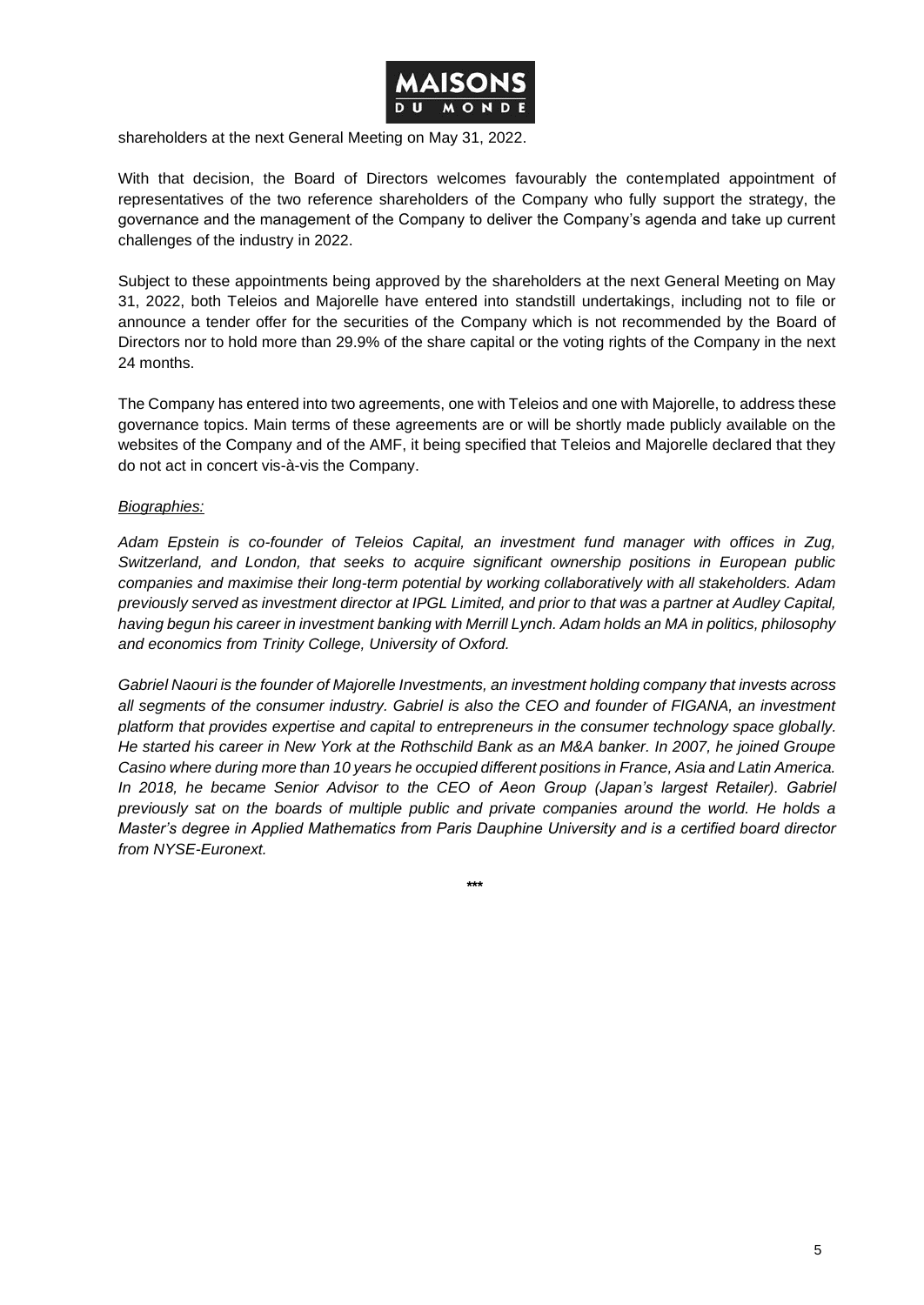shareholders at the next General Meeting on May 31, 2022.

With that decision, the Board of Directors welcomes favourably the contemplated appointment of representatives of the two reference shareholders of the Company who fully support the strategy, the governance and the management of the Company to deliver the Company's agenda and take up current challenges of the industry in 2022.

Subject to these appointments being approved by the shareholders at the next General Meeting on May 31, 2022, both Teleios and Majorelle have entered into standstill undertakings, including not to file or announce a tender offer for the securities of the Company which is not recommended by the Board of Directors nor to hold more than 29.9% of the share capital or the voting rights of the Company in the next 24 months.

The Company has entered into two agreements, one with Teleios and one with Majorelle, to address these governance topics. Main terms of these agreements are or will be shortly made publicly available on the websites of the Company and of the AMF, it being specified that Teleios and Majorelle declared that they do not act in concert vis-à-vis the Company.

*Biographies:*

*Adam Epstein is co-founder of Teleios Capital, an investment fund manager with offices in Zug, Switzerland, and London, that seeks to acquire significant ownership positions in European public companies and maximise their long-term potential by working collaboratively with all stakeholders. Adam previously served as investment director at IPGL Limited, and prior to that was a partner at Audley Capital, having begun his career in investment banking with Merrill Lynch. Adam holds an MA in politics, philosophy and economics from Trinity College, University of Oxford.*

*Gabriel Naouri is the founder of Majorelle Investments, an investment holding company that invests across all segments of the consumer industry. Gabriel is also the CEO and founder of FIGANA, an investment platform that provides expertise and capital to entrepreneurs in the consumer technology space globally. He started his career in New York at the Rothschild Bank as an M&A banker. In 2007, he joined Groupe Casino where during more than 10 years he occupied different positions in France, Asia and Latin America. In 2018, he became Senior Advisor to the CEO of Aeon Group (Japan's largest Retailer). Gabriel previously sat on the boards of multiple public and private companies around the world. He holds a Master's degree in Applied Mathematics from Paris Dauphine University and is a certified board director from NYSE-Euronext.*

***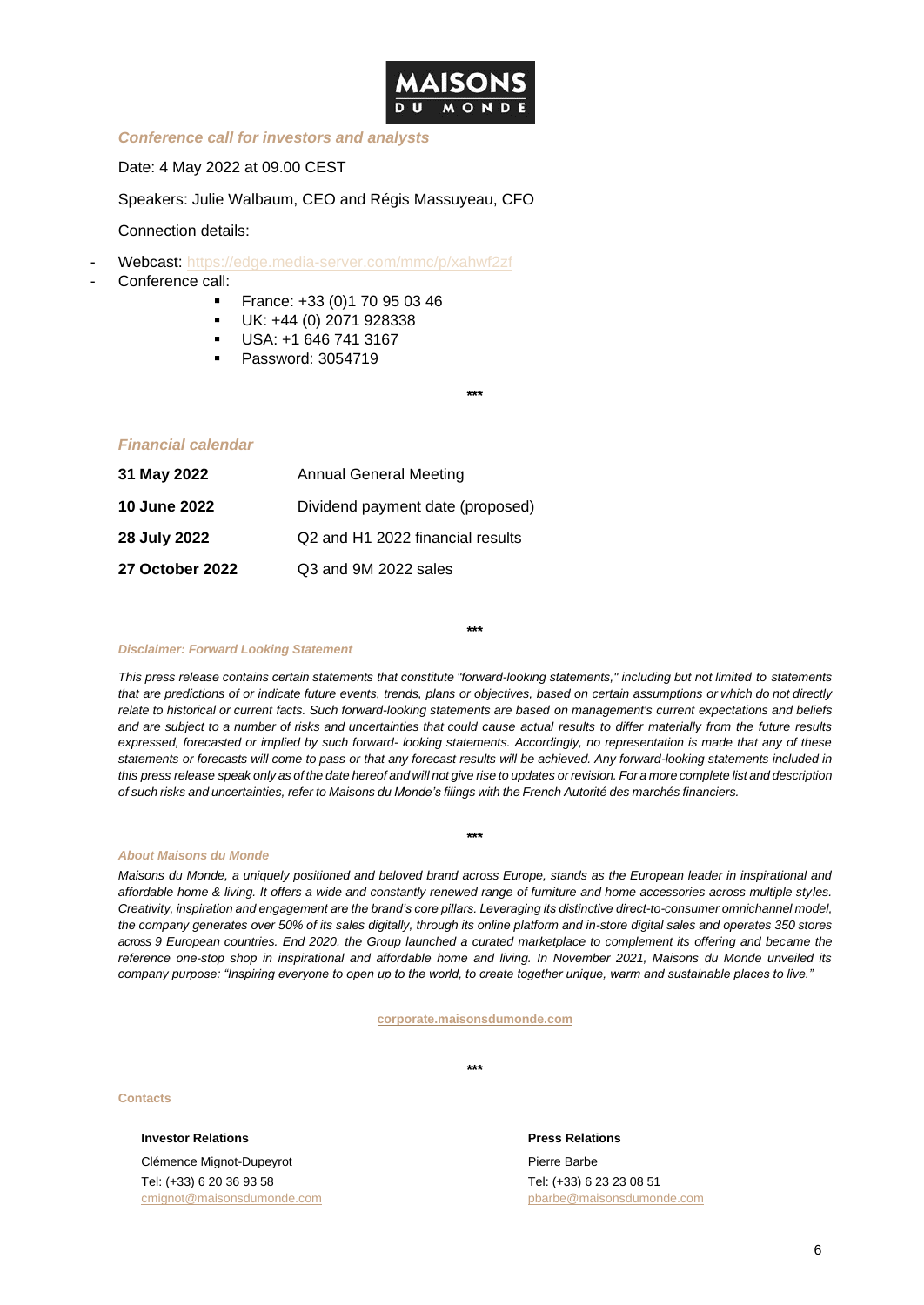MAISONS DU MONDE

### *Conference call for investors and analysts*

Date: 4 May 2022 at 09.00 CEST

Speakers: Julie Walbaum, CEO and Régis Massuyeau, CFO

Connection details:

- Webcast: https://edge.media-server.com/mmc/p/xahwf2zf
- Conference call:
  - France: +33 (0)1 70 95 03 46
  - UK: +44 (0) 2071 928338
  - USA: +1 646 741 3167
  - Password: 3054719

***

### *Financial calendar*

| | |
|---|---|
| **31 May 2022** | Annual General Meeting |
| **10 June 2022** | Dividend payment date (proposed) |
| **28 July 2022** | Q2 and H1 2022 financial results |
| **27 October 2022** | Q3 and 9M 2022 sales |

***

#### *Disclaimer: Forward Looking Statement*

*This press release contains certain statements that constitute "forward-looking statements," including but not limited to statements that are predictions of or indicate future events, trends, plans or objectives, based on certain assumptions or which do not directly relate to historical or current facts. Such forward-looking statements are based on management's current expectations and beliefs and are subject to a number of risks and uncertainties that could cause actual results to differ materially from the future results expressed, forecasted or implied by such forward- looking statements. Accordingly, no representation is made that any of these statements or forecasts will come to pass or that any forecast results will be achieved. Any forward-looking statements included in this press release speak only as of the date hereof and will not give rise to updates or revision. For a more complete list and description of such risks and uncertainties, refer to Maisons du Monde's filings with the French Autorité des marchés financiers.*

***

#### *About Maisons du Monde*

*Maisons du Monde, a uniquely positioned and beloved brand across Europe, stands as the European leader in inspirational and affordable home & living. It offers a wide and constantly renewed range of furniture and home accessories across multiple styles. Creativity, inspiration and engagement are the brand's core pillars. Leveraging its distinctive direct-to-consumer omnichannel model, the company generates over 50% of its sales digitally, through its online platform and in-store digital sales and operates 350 stores across 9 European countries. End 2020, the Group launched a curated marketplace to complement its offering and became the reference one-stop shop in inspirational and affordable home and living. In November 2021, Maisons du Monde unveiled its company purpose: "Inspiring everyone to open up to the world, to create together unique, warm and sustainable places to live."*

**corporate.maisonsdumonde.com**

***

#### Contacts

**Investor Relations**

Clémence Mignot-Dupeyrot
Tel: (+33) 6 20 36 93 58
cmignot@maisonsdumonde.com

**Press Relations**

Pierre Barbe
Tel: (+33) 6 23 23 08 51
pbarbe@maisonsdumonde.com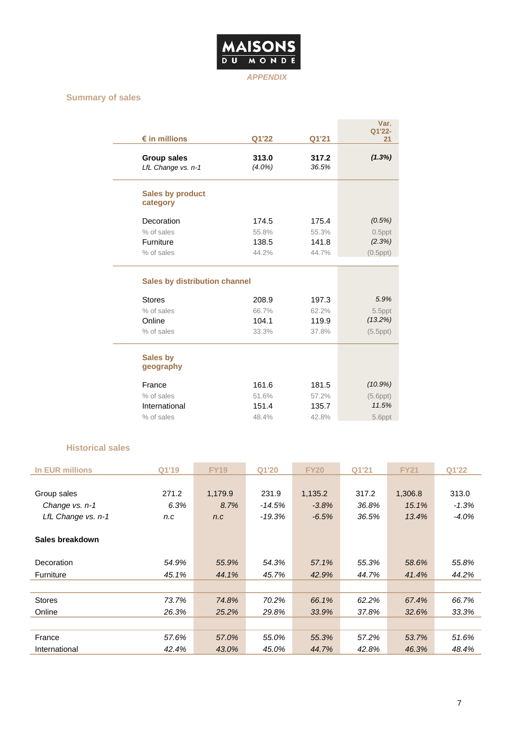MAISONS DU MONDE

*APPENDIX*

## Summary of sales

| € in millions | Q1'22 | Q1'21 | Var. Q1'22-21 |
|---|---|---|---|
| **Group sales** | **313.0** | **317.2** | ***(1.3%)*** |
| *LfL Change vs. n-1* | *(4.0%)* | *36.5%* | |
| **Sales by product category** | | | |
| Decoration | 174.5 | 175.4 | *(0.5%)* |
| % of sales | 55.8% | 55.3% | 0.5ppt |
| Furniture | 138.5 | 141.8 | *(2.3%)* |
| % of sales | 44.2% | 44.7% | (0.5ppt) |
| **Sales by distribution channel** | | | |
| Stores | 208.9 | 197.3 | *5.9%* |
| % of sales | 66.7% | 62.2% | 5.5ppt |
| Online | 104.1 | 119.9 | *(13.2%)* |
| % of sales | 33.3% | 37.8% | (5.5ppt) |
| **Sales by geography** | | | |
| France | 161.6 | 181.5 | *(10.9%)* |
| % of sales | 51.6% | 57.2% | (5.6ppt) |
| International | 151.4 | 135.7 | *11.5%* |
| % of sales | 48.4% | 42.8% | 5.6ppt |

## Historical sales

| In EUR millions | Q1'19 | FY19 | Q1'20 | FY20 | Q1'21 | FY21 | Q1'22 |
|---|---|---|---|---|---|---|---|
| Group sales | 271.2 | 1,179.9 | 231.9 | 1,135.2 | 317.2 | 1,306.8 | 313.0 |
| *Change vs. n-1* | *6.3%* | *8.7%* | *-14.5%* | *-3.8%* | *36.8%* | *15.1%* | *-1.3%* |
| *LfL Change vs. n-1* | *n.c* | *n.c* | *-19.3%* | *-6.5%* | *36.5%* | *13.4%* | *-4.0%* |
| **Sales breakdown** | | | | | | | |
| Decoration | *54.9%* | *55.9%* | *54.3%* | *57.1%* | *55.3%* | *58.6%* | *55.8%* |
| Furniture | *45.1%* | *44.1%* | *45.7%* | *42.9%* | *44.7%* | *41.4%* | *44.2%* |
| Stores | *73.7%* | *74.8%* | *70.2%* | *66.1%* | *62.2%* | *67.4%* | *66.7%* |
| Online | *26.3%* | *25.2%* | *29.8%* | *33.9%* | *37.8%* | *32.6%* | *33.3%* |
| France | *57.6%* | *57.0%* | *55.0%* | *55.3%* | *57.2%* | *53.7%* | *51.6%* |
| International | *42.4%* | *43.0%* | *45.0%* | *44.7%* | *42.8%* | *46.3%* | *48.4%* |